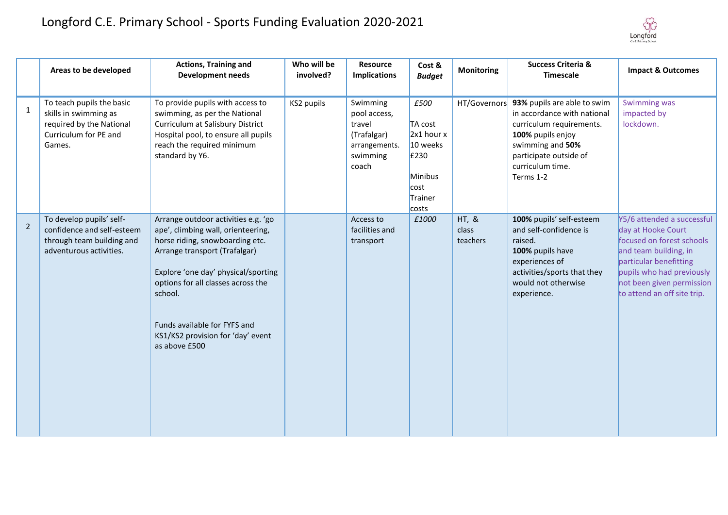# Longford C.E. Primary School - Sports Funding Evaluation 2020-2021

| | Areas to be developed | Actions, Training and Development needs | Who will be involved? | Resource Implications | Cost & *Budget* | Monitoring | Success Criteria & Timescale | Impact & Outcomes |
|---|---|---|---|---|---|---|---|---|
| 1 | To teach pupils the basic skills in swimming as required by the National Curriculum for PE and Games. | To provide pupils with access to swimming, as per the National Curriculum at Salisbury District Hospital pool, to ensure all pupils reach the required minimum standard by Y6. | KS2 pupils | Swimming pool access, travel (Trafalgar) arrangements. swimming coach | *£500*<br><br>TA cost 2x1 hour x 10 weeks £230<br><br>Minibus cost Trainer costs | HT/Governors | **93%** pupils are able to swim in accordance with national curriculum requirements. **100%** pupils enjoy swimming and **50%** participate outside of curriculum time. Terms 1-2 | Swimming was impacted by lockdown. |
| 2 | To develop pupils' self-confidence and self-esteem through team building and adventurous activities. | Arrange outdoor activities e.g. 'go ape', climbing wall, orienteering, horse riding, snowboarding etc. Arrange transport (Trafalgar)<br><br>Explore 'one day' physical/sporting options for all classes across the school.<br><br>Funds available for FYFS and KS1/KS2 provision for 'day' event as above £500 | | Access to facilities and transport | *£1000* | HT, & class teachers | **100%** pupils' self-esteem and self-confidence is raised. **100%** pupils have experiences of activities/sports that they would not otherwise experience. | Y5/6 attended a successful day at Hooke Court focused on forest schools and team building, in particular benefitting pupils who had previously not been given permission to attend an off site trip. |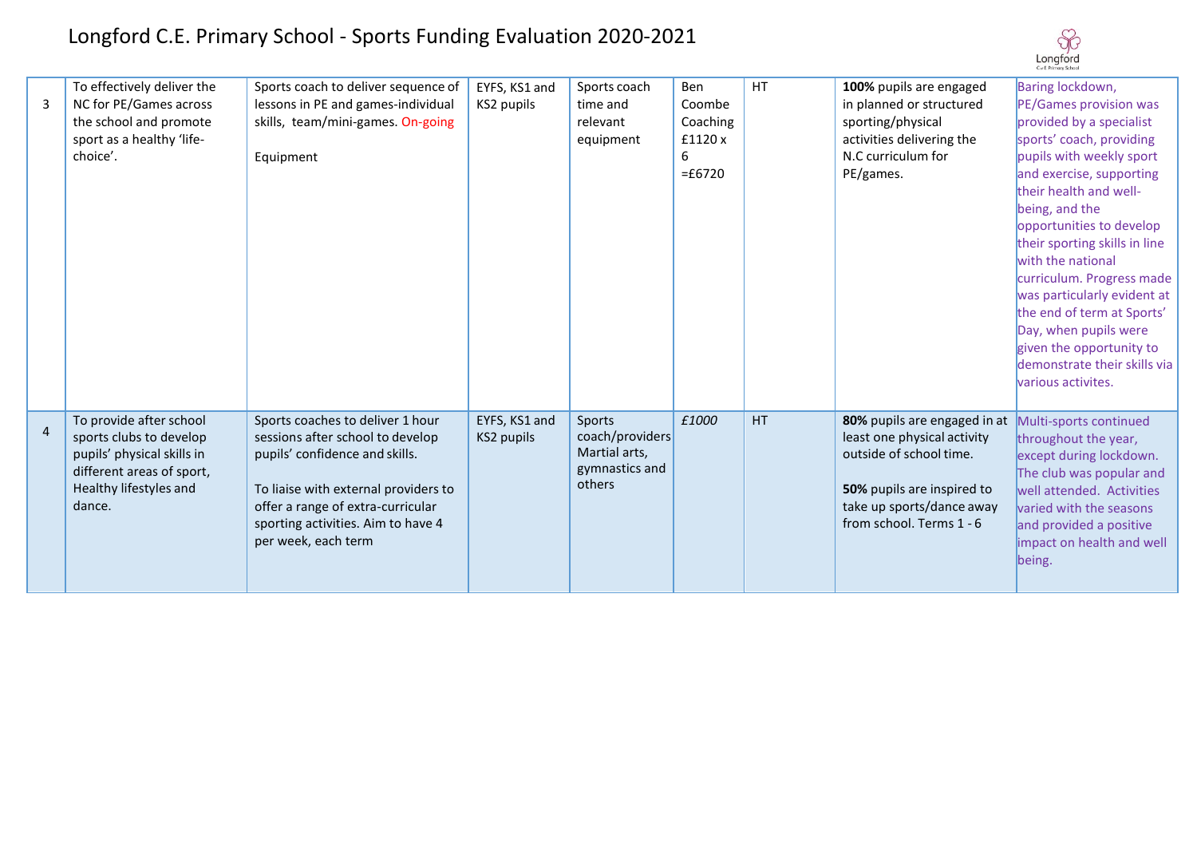# Longford C.E. Primary School - Sports Funding Evaluation 2020-2021

| | | | | | | | | |
|---|---|---|---|---|---|---|---|---|
| 3 | To effectively deliver the NC for PE/Games across the school and promote sport as a healthy 'life-choice'. | Sports coach to deliver sequence of lessons in PE and games-individual skills, team/mini-games. On-going<br><br>Equipment | EYFS, KS1 and KS2 pupils | Sports coach time and relevant equipment | Ben Coombe Coaching £1120 x 6 =£6720 | HT | **100%** pupils are engaged in planned or structured sporting/physical activities delivering the N.C curriculum for PE/games. | Baring lockdown, PE/Games provision was provided by a specialist sports' coach, providing pupils with weekly sport and exercise, supporting their health and well-being, and the opportunities to develop their sporting skills in line with the national curriculum. Progress made was particularly evident at the end of term at Sports' Day, when pupils were given the opportunity to demonstrate their skills via various activites. |
| 4 | To provide after school sports clubs to develop pupils' physical skills in different areas of sport, Healthy lifestyles and dance. | Sports coaches to deliver 1 hour sessions after school to develop pupils' confidence and skills.<br><br>To liaise with external providers to offer a range of extra-curricular sporting activities. Aim to have 4 per week, each term | EYFS, KS1 and KS2 pupils | Sports coach/providers Martial arts, gymnastics and others | *£1000* | HT | **80%** pupils are engaged in at least one physical activity outside of school time.<br><br>**50%** pupils are inspired to take up sports/dance away from school. Terms 1 - 6 | Multi-sports continued throughout the year, except during lockdown. The club was popular and well attended. Activities varied with the seasons and provided a positive impact on health and well being. |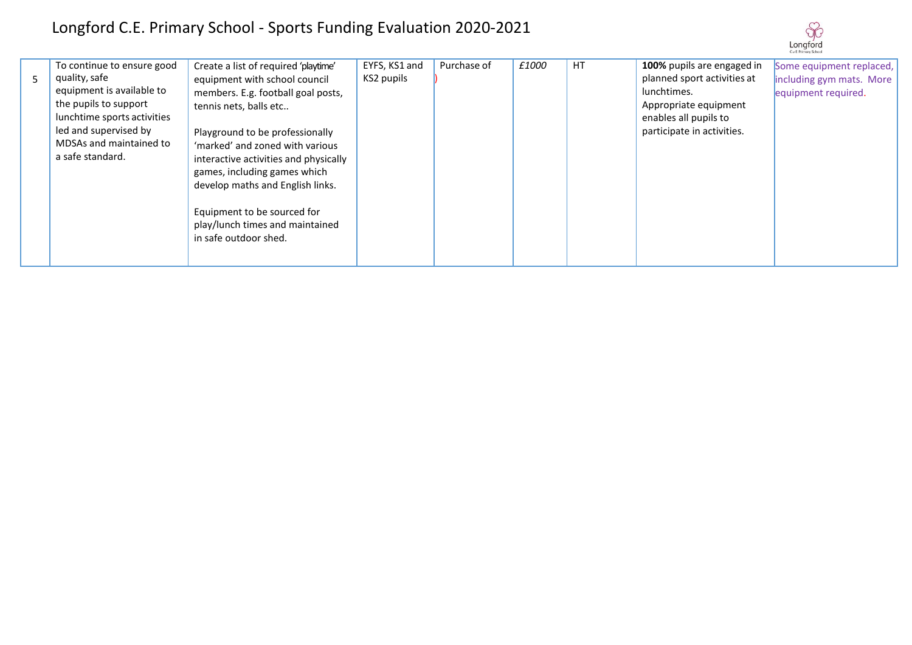# Longford C.E. Primary School - Sports Funding Evaluation 2020-2021

| | | | | | | | | |
|---|---|---|---|---|---|---|---|---|
| 5 | To continue to ensure good quality, safe equipment is available to the pupils to support lunchtime sports activities led and supervised by MDSAs and maintained to a safe standard. | Create a list of required 'playtime' equipment with school council members. E.g. football goal posts, tennis nets, balls etc..<br><br>Playground to be professionally 'marked' and zoned with various interactive activities and physically games, including games which develop maths and English links.<br><br>Equipment to be sourced for play/lunch times and maintained in safe outdoor shed. | EYFS, KS1 and KS2 pupils<br>) | Purchase of | *£1000* | HT | **100%** pupils are engaged in planned sport activities at lunchtimes.<br>Appropriate equipment enables all pupils to participate in activities. | Some equipment replaced, including gym mats. More equipment required. |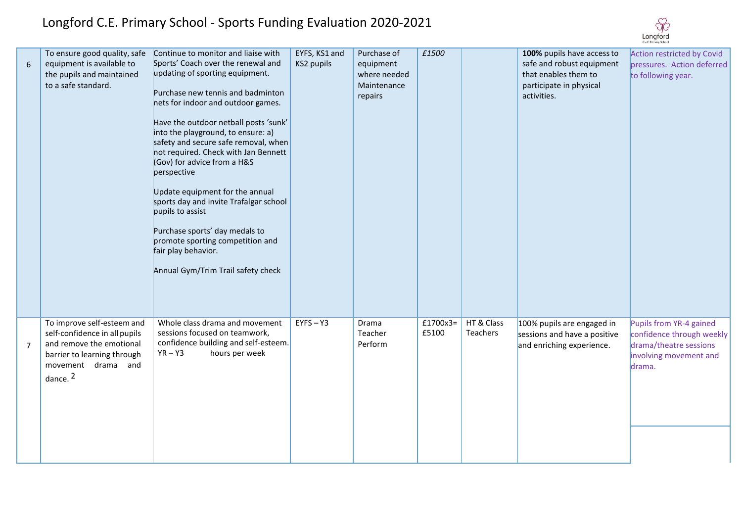# Longford C.E. Primary School - Sports Funding Evaluation 2020-2021

| | | | | | | | | |
|---|---|---|---|---|---|---|---|---|
| 6 | To ensure good quality, safe equipment is available to the pupils and maintained to a safe standard. | Continue to monitor and liaise with Sports' Coach over the renewal and updating of sporting equipment.<br><br>Purchase new tennis and badminton nets for indoor and outdoor games.<br><br>Have the outdoor netball posts 'sunk' into the playground, to ensure: a) safety and secure safe removal, when not required. Check with Jan Bennett (Gov) for advice from a H&S perspective<br><br>Update equipment for the annual sports day and invite Trafalgar school pupils to assist<br><br>Purchase sports' day medals to promote sporting competition and fair play behavior.<br><br>Annual Gym/Trim Trail safety check | EYFS, KS1 and KS2 pupils | Purchase of equipment where needed Maintenance repairs | *£1500* | | **100%** pupils have access to safe and robust equipment that enables them to participate in physical activities. | Action restricted by Covid pressures. Action deferred to following year. |
| 7 | To improve self-esteem and self-confidence in all pupils and remove the emotional barrier to learning through movement drama and dance. [2] | Whole class drama and movement sessions focused on teamwork, confidence building and self-esteem.<br>YR – Y3 hours per week | EYFS – Y3 | Drama Teacher Perform | £1700x3= £5100 | HT & Class Teachers | 100% pupils are engaged in sessions and have a positive and enriching experience. | Pupils from YR-4 gained confidence through weekly drama/theatre sessions involving movement and drama. |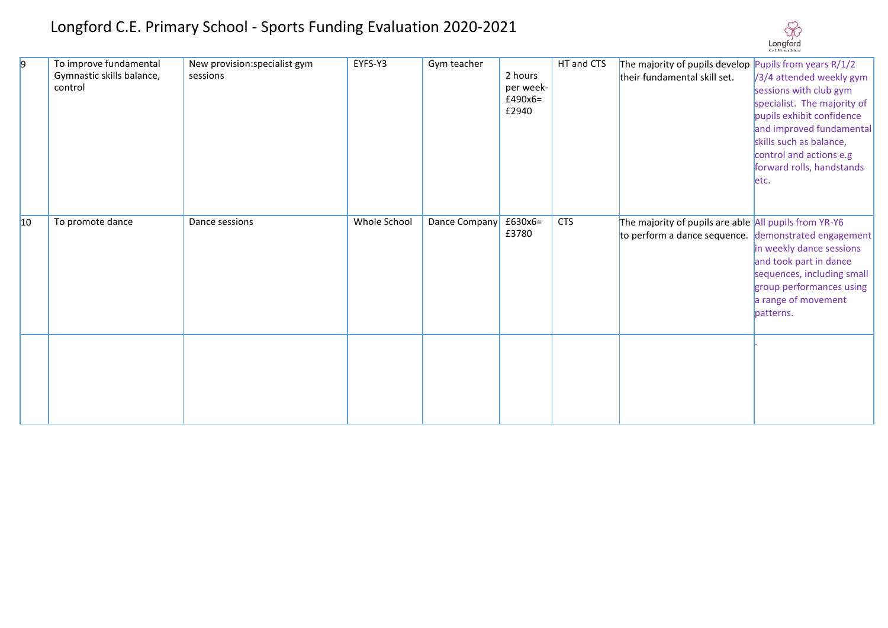# Longford C.E. Primary School - Sports Funding Evaluation 2020-2021

| | | | | | | | | |
|---|---|---|---|---|---|---|---|---|
| 9 | To improve fundamental Gymnastic skills balance, control | New provision:specialist gym sessions | EYFS-Y3 | Gym teacher | 2 hours per week- £490x6= £2940 | HT and CTS | The majority of pupils develop their fundamental skill set. | Pupils from years R/1/2 /3/4 attended weekly gym sessions with club gym specialist. The majority of pupils exhibit confidence and improved fundamental skills such as balance, control and actions e.g forward rolls, handstands etc. |
| 10 | To promote dance | Dance sessions | Whole School | Dance Company | £630x6= £3780 | CTS | The majority of pupils are able to perform a dance sequence. | All pupils from YR-Y6 demonstrated engagement in weekly dance sessions and took part in dance sequences, including small group performances using a range of movement patterns. |
| | | | | | | | | . |